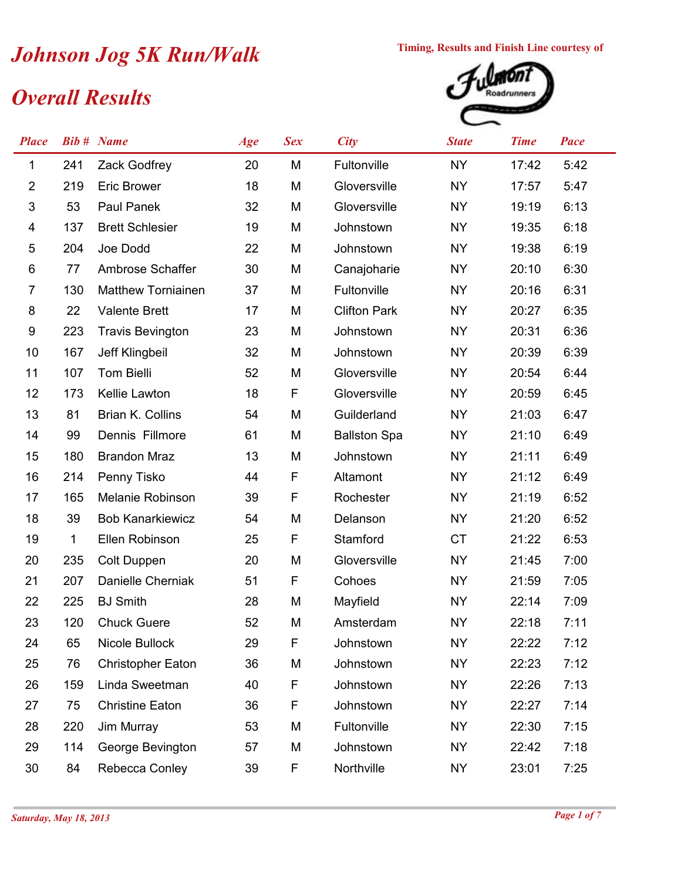# Johnson Jog 5K Run/Walk

Timing, Results and Finish Line courtesy of Fulmont Roadrunners

## Overall Results

| Place | Bib # | Name | Age | Sex | City | State | Time | Pace |
|---|---|---|---|---|---|---|---|---|
| 1 | 241 | Zack Godfrey | 20 | M | Fultonville | NY | 17:42 | 5:42 |
| 2 | 219 | Eric Brower | 18 | M | Gloversville | NY | 17:57 | 5:47 |
| 3 | 53 | Paul Panek | 32 | M | Gloversville | NY | 19:19 | 6:13 |
| 4 | 137 | Brett Schlesier | 19 | M | Johnstown | NY | 19:35 | 6:18 |
| 5 | 204 | Joe Dodd | 22 | M | Johnstown | NY | 19:38 | 6:19 |
| 6 | 77 | Ambrose Schaffer | 30 | M | Canajoharie | NY | 20:10 | 6:30 |
| 7 | 130 | Matthew Torniainen | 37 | M | Fultonville | NY | 20:16 | 6:31 |
| 8 | 22 | Valente Brett | 17 | M | Clifton Park | NY | 20:27 | 6:35 |
| 9 | 223 | Travis Bevington | 23 | M | Johnstown | NY | 20:31 | 6:36 |
| 10 | 167 | Jeff Klingbeil | 32 | M | Johnstown | NY | 20:39 | 6:39 |
| 11 | 107 | Tom Bielli | 52 | M | Gloversville | NY | 20:54 | 6:44 |
| 12 | 173 | Kellie Lawton | 18 | F | Gloversville | NY | 20:59 | 6:45 |
| 13 | 81 | Brian K. Collins | 54 | M | Guilderland | NY | 21:03 | 6:47 |
| 14 | 99 | Dennis Fillmore | 61 | M | Ballston Spa | NY | 21:10 | 6:49 |
| 15 | 180 | Brandon Mraz | 13 | M | Johnstown | NY | 21:11 | 6:49 |
| 16 | 214 | Penny Tisko | 44 | F | Altamont | NY | 21:12 | 6:49 |
| 17 | 165 | Melanie Robinson | 39 | F | Rochester | NY | 21:19 | 6:52 |
| 18 | 39 | Bob Kanarkiewicz | 54 | M | Delanson | NY | 21:20 | 6:52 |
| 19 | 1 | Ellen Robinson | 25 | F | Stamford | CT | 21:22 | 6:53 |
| 20 | 235 | Colt Duppen | 20 | M | Gloversville | NY | 21:45 | 7:00 |
| 21 | 207 | Danielle Cherniak | 51 | F | Cohoes | NY | 21:59 | 7:05 |
| 22 | 225 | BJ Smith | 28 | M | Mayfield | NY | 22:14 | 7:09 |
| 23 | 120 | Chuck Guere | 52 | M | Amsterdam | NY | 22:18 | 7:11 |
| 24 | 65 | Nicole Bullock | 29 | F | Johnstown | NY | 22:22 | 7:12 |
| 25 | 76 | Christopher Eaton | 36 | M | Johnstown | NY | 22:23 | 7:12 |
| 26 | 159 | Linda Sweetman | 40 | F | Johnstown | NY | 22:26 | 7:13 |
| 27 | 75 | Christine Eaton | 36 | F | Johnstown | NY | 22:27 | 7:14 |
| 28 | 220 | Jim Murray | 53 | M | Fultonville | NY | 22:30 | 7:15 |
| 29 | 114 | George Bevington | 57 | M | Johnstown | NY | 22:42 | 7:18 |
| 30 | 84 | Rebecca Conley | 39 | F | Northville | NY | 23:01 | 7:25 |

*Saturday, May 18, 2013*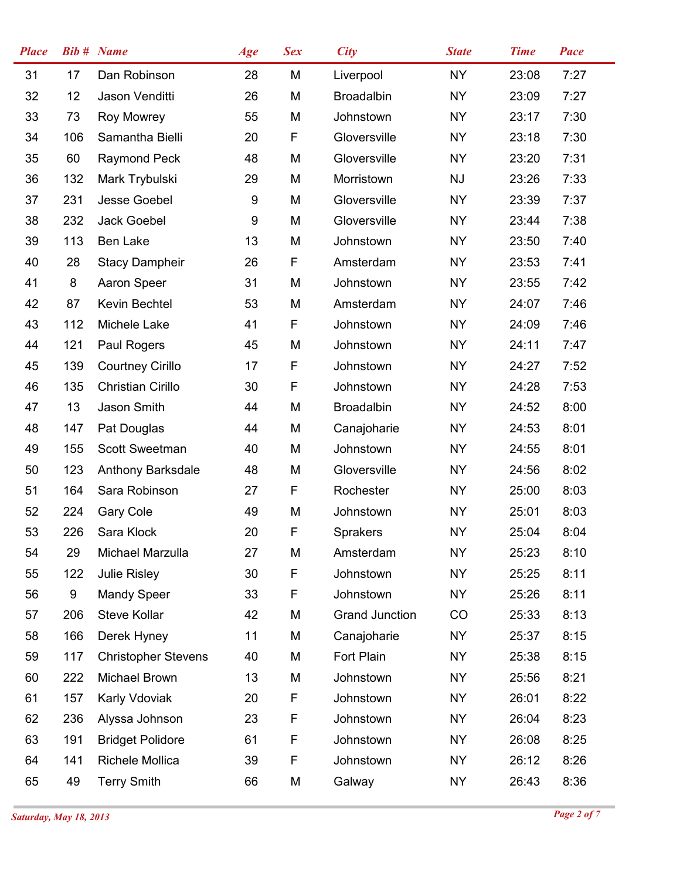| Place | Bib # | Name | Age | Sex | City | State | Time | Pace |
|---|---|---|---|---|---|---|---|---|
| 31 | 17 | Dan Robinson | 28 | M | Liverpool | NY | 23:08 | 7:27 |
| 32 | 12 | Jason Venditti | 26 | M | Broadalbin | NY | 23:09 | 7:27 |
| 33 | 73 | Roy Mowrey | 55 | M | Johnstown | NY | 23:17 | 7:30 |
| 34 | 106 | Samantha Bielli | 20 | F | Gloversville | NY | 23:18 | 7:30 |
| 35 | 60 | Raymond Peck | 48 | M | Gloversville | NY | 23:20 | 7:31 |
| 36 | 132 | Mark Trybulski | 29 | M | Morristown | NJ | 23:26 | 7:33 |
| 37 | 231 | Jesse Goebel | 9 | M | Gloversville | NY | 23:39 | 7:37 |
| 38 | 232 | Jack Goebel | 9 | M | Gloversville | NY | 23:44 | 7:38 |
| 39 | 113 | Ben Lake | 13 | M | Johnstown | NY | 23:50 | 7:40 |
| 40 | 28 | Stacy Dampheir | 26 | F | Amsterdam | NY | 23:53 | 7:41 |
| 41 | 8 | Aaron Speer | 31 | M | Johnstown | NY | 23:55 | 7:42 |
| 42 | 87 | Kevin Bechtel | 53 | M | Amsterdam | NY | 24:07 | 7:46 |
| 43 | 112 | Michele Lake | 41 | F | Johnstown | NY | 24:09 | 7:46 |
| 44 | 121 | Paul Rogers | 45 | M | Johnstown | NY | 24:11 | 7:47 |
| 45 | 139 | Courtney Cirillo | 17 | F | Johnstown | NY | 24:27 | 7:52 |
| 46 | 135 | Christian Cirillo | 30 | F | Johnstown | NY | 24:28 | 7:53 |
| 47 | 13 | Jason Smith | 44 | M | Broadalbin | NY | 24:52 | 8:00 |
| 48 | 147 | Pat Douglas | 44 | M | Canajoharie | NY | 24:53 | 8:01 |
| 49 | 155 | Scott Sweetman | 40 | M | Johnstown | NY | 24:55 | 8:01 |
| 50 | 123 | Anthony Barksdale | 48 | M | Gloversville | NY | 24:56 | 8:02 |
| 51 | 164 | Sara Robinson | 27 | F | Rochester | NY | 25:00 | 8:03 |
| 52 | 224 | Gary Cole | 49 | M | Johnstown | NY | 25:01 | 8:03 |
| 53 | 226 | Sara Klock | 20 | F | Sprakers | NY | 25:04 | 8:04 |
| 54 | 29 | Michael Marzulla | 27 | M | Amsterdam | NY | 25:23 | 8:10 |
| 55 | 122 | Julie Risley | 30 | F | Johnstown | NY | 25:25 | 8:11 |
| 56 | 9 | Mandy Speer | 33 | F | Johnstown | NY | 25:26 | 8:11 |
| 57 | 206 | Steve Kollar | 42 | M | Grand Junction | CO | 25:33 | 8:13 |
| 58 | 166 | Derek Hyney | 11 | M | Canajoharie | NY | 25:37 | 8:15 |
| 59 | 117 | Christopher Stevens | 40 | M | Fort Plain | NY | 25:38 | 8:15 |
| 60 | 222 | Michael Brown | 13 | M | Johnstown | NY | 25:56 | 8:21 |
| 61 | 157 | Karly Vdoviak | 20 | F | Johnstown | NY | 26:01 | 8:22 |
| 62 | 236 | Alyssa Johnson | 23 | F | Johnstown | NY | 26:04 | 8:23 |
| 63 | 191 | Bridget Polidore | 61 | F | Johnstown | NY | 26:08 | 8:25 |
| 64 | 141 | Richele Mollica | 39 | F | Johnstown | NY | 26:12 | 8:26 |
| 65 | 49 | Terry Smith | 66 | M | Galway | NY | 26:43 | 8:36 |

*Saturday, May 18, 2013*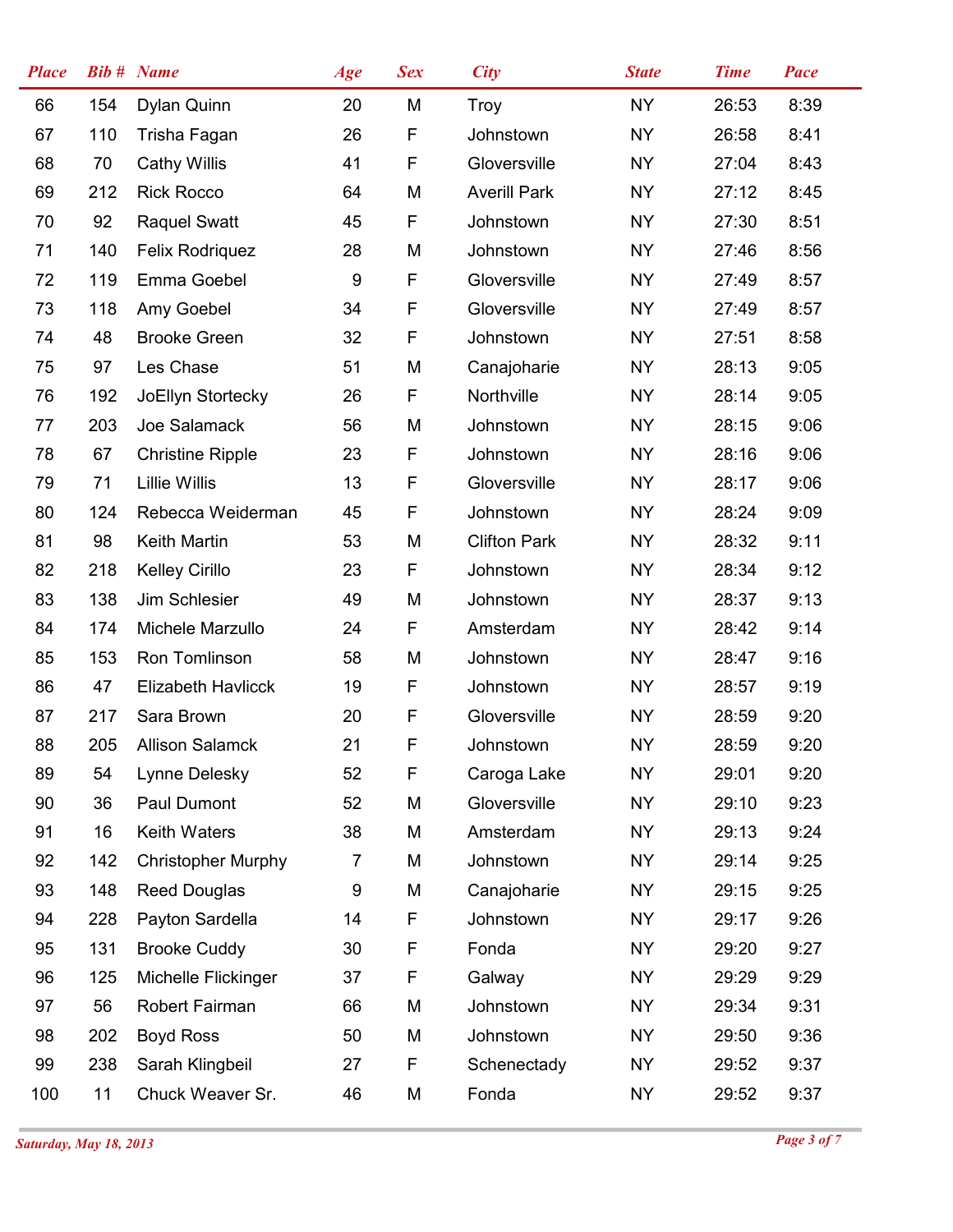| Place | Bib # | Name | Age | Sex | City | State | Time | Pace |
|---|---|---|---|---|---|---|---|---|
| 66 | 154 | Dylan Quinn | 20 | M | Troy | NY | 26:53 | 8:39 |
| 67 | 110 | Trisha Fagan | 26 | F | Johnstown | NY | 26:58 | 8:41 |
| 68 | 70 | Cathy Willis | 41 | F | Gloversville | NY | 27:04 | 8:43 |
| 69 | 212 | Rick Rocco | 64 | M | Averill Park | NY | 27:12 | 8:45 |
| 70 | 92 | Raquel Swatt | 45 | F | Johnstown | NY | 27:30 | 8:51 |
| 71 | 140 | Felix Rodriquez | 28 | M | Johnstown | NY | 27:46 | 8:56 |
| 72 | 119 | Emma Goebel | 9 | F | Gloversville | NY | 27:49 | 8:57 |
| 73 | 118 | Amy Goebel | 34 | F | Gloversville | NY | 27:49 | 8:57 |
| 74 | 48 | Brooke Green | 32 | F | Johnstown | NY | 27:51 | 8:58 |
| 75 | 97 | Les Chase | 51 | M | Canajoharie | NY | 28:13 | 9:05 |
| 76 | 192 | JoEllyn Stortecky | 26 | F | Northville | NY | 28:14 | 9:05 |
| 77 | 203 | Joe Salamack | 56 | M | Johnstown | NY | 28:15 | 9:06 |
| 78 | 67 | Christine Ripple | 23 | F | Johnstown | NY | 28:16 | 9:06 |
| 79 | 71 | Lillie Willis | 13 | F | Gloversville | NY | 28:17 | 9:06 |
| 80 | 124 | Rebecca Weiderman | 45 | F | Johnstown | NY | 28:24 | 9:09 |
| 81 | 98 | Keith Martin | 53 | M | Clifton Park | NY | 28:32 | 9:11 |
| 82 | 218 | Kelley Cirillo | 23 | F | Johnstown | NY | 28:34 | 9:12 |
| 83 | 138 | Jim Schlesier | 49 | M | Johnstown | NY | 28:37 | 9:13 |
| 84 | 174 | Michele Marzullo | 24 | F | Amsterdam | NY | 28:42 | 9:14 |
| 85 | 153 | Ron Tomlinson | 58 | M | Johnstown | NY | 28:47 | 9:16 |
| 86 | 47 | Elizabeth Havlicck | 19 | F | Johnstown | NY | 28:57 | 9:19 |
| 87 | 217 | Sara Brown | 20 | F | Gloversville | NY | 28:59 | 9:20 |
| 88 | 205 | Allison Salamck | 21 | F | Johnstown | NY | 28:59 | 9:20 |
| 89 | 54 | Lynne Delesky | 52 | F | Caroga Lake | NY | 29:01 | 9:20 |
| 90 | 36 | Paul Dumont | 52 | M | Gloversville | NY | 29:10 | 9:23 |
| 91 | 16 | Keith Waters | 38 | M | Amsterdam | NY | 29:13 | 9:24 |
| 92 | 142 | Christopher Murphy | 7 | M | Johnstown | NY | 29:14 | 9:25 |
| 93 | 148 | Reed Douglas | 9 | M | Canajoharie | NY | 29:15 | 9:25 |
| 94 | 228 | Payton Sardella | 14 | F | Johnstown | NY | 29:17 | 9:26 |
| 95 | 131 | Brooke Cuddy | 30 | F | Fonda | NY | 29:20 | 9:27 |
| 96 | 125 | Michelle Flickinger | 37 | F | Galway | NY | 29:29 | 9:29 |
| 97 | 56 | Robert Fairman | 66 | M | Johnstown | NY | 29:34 | 9:31 |
| 98 | 202 | Boyd Ross | 50 | M | Johnstown | NY | 29:50 | 9:36 |
| 99 | 238 | Sarah Klingbeil | 27 | F | Schenectady | NY | 29:52 | 9:37 |
| 100 | 11 | Chuck Weaver Sr. | 46 | M | Fonda | NY | 29:52 | 9:37 |

*Saturday, May 18, 2013*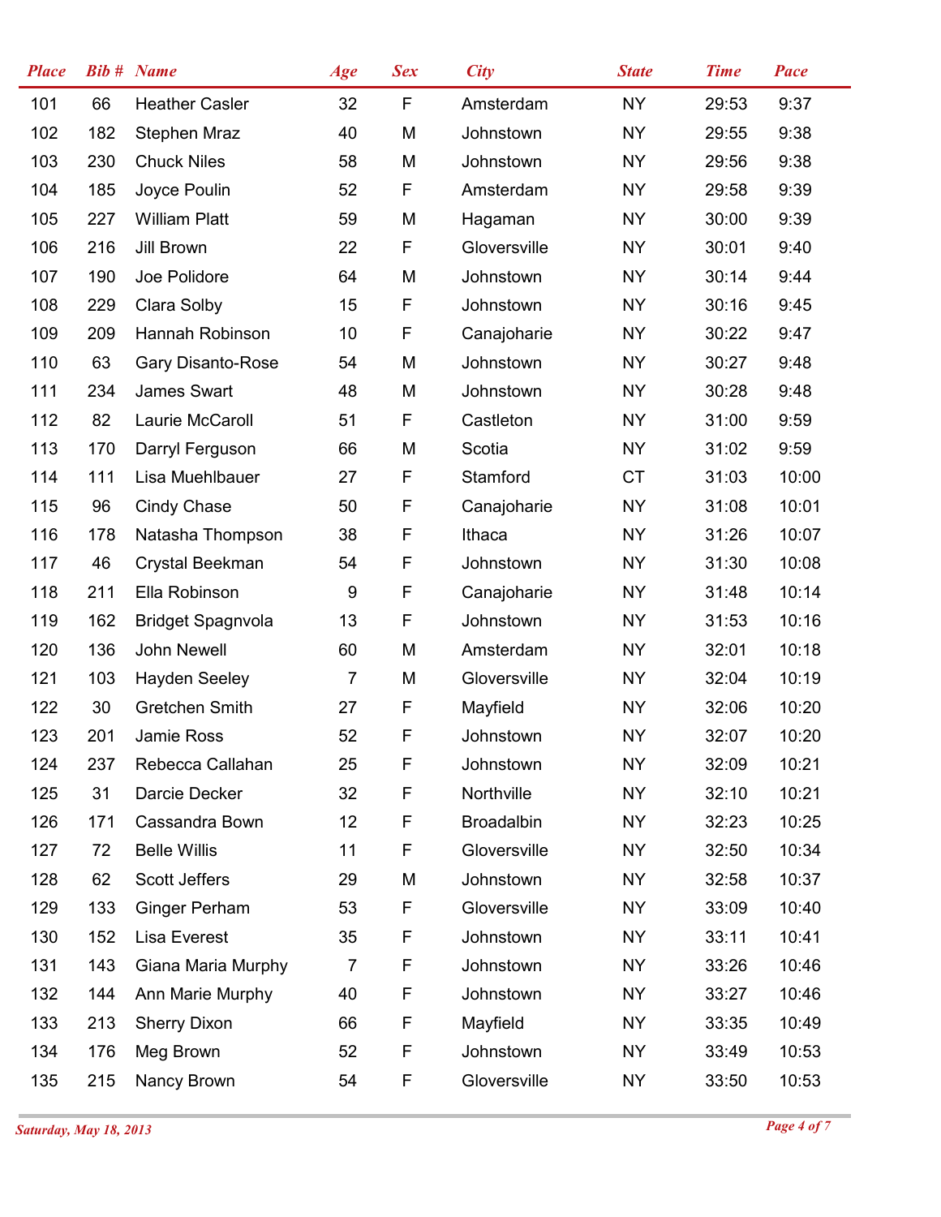| Place | Bib # | Name | Age | Sex | City | State | Time | Pace |
|---|---|---|---|---|---|---|---|---|
| 101 | 66 | Heather Casler | 32 | F | Amsterdam | NY | 29:53 | 9:37 |
| 102 | 182 | Stephen Mraz | 40 | M | Johnstown | NY | 29:55 | 9:38 |
| 103 | 230 | Chuck Niles | 58 | M | Johnstown | NY | 29:56 | 9:38 |
| 104 | 185 | Joyce Poulin | 52 | F | Amsterdam | NY | 29:58 | 9:39 |
| 105 | 227 | William Platt | 59 | M | Hagaman | NY | 30:00 | 9:39 |
| 106 | 216 | Jill Brown | 22 | F | Gloversville | NY | 30:01 | 9:40 |
| 107 | 190 | Joe Polidore | 64 | M | Johnstown | NY | 30:14 | 9:44 |
| 108 | 229 | Clara Solby | 15 | F | Johnstown | NY | 30:16 | 9:45 |
| 109 | 209 | Hannah Robinson | 10 | F | Canajoharie | NY | 30:22 | 9:47 |
| 110 | 63 | Gary Disanto-Rose | 54 | M | Johnstown | NY | 30:27 | 9:48 |
| 111 | 234 | James Swart | 48 | M | Johnstown | NY | 30:28 | 9:48 |
| 112 | 82 | Laurie McCaroll | 51 | F | Castleton | NY | 31:00 | 9:59 |
| 113 | 170 | Darryl Ferguson | 66 | M | Scotia | NY | 31:02 | 9:59 |
| 114 | 111 | Lisa Muehlbauer | 27 | F | Stamford | CT | 31:03 | 10:00 |
| 115 | 96 | Cindy Chase | 50 | F | Canajoharie | NY | 31:08 | 10:01 |
| 116 | 178 | Natasha Thompson | 38 | F | Ithaca | NY | 31:26 | 10:07 |
| 117 | 46 | Crystal Beekman | 54 | F | Johnstown | NY | 31:30 | 10:08 |
| 118 | 211 | Ella Robinson | 9 | F | Canajoharie | NY | 31:48 | 10:14 |
| 119 | 162 | Bridget Spagnvola | 13 | F | Johnstown | NY | 31:53 | 10:16 |
| 120 | 136 | John Newell | 60 | M | Amsterdam | NY | 32:01 | 10:18 |
| 121 | 103 | Hayden Seeley | 7 | M | Gloversville | NY | 32:04 | 10:19 |
| 122 | 30 | Gretchen Smith | 27 | F | Mayfield | NY | 32:06 | 10:20 |
| 123 | 201 | Jamie Ross | 52 | F | Johnstown | NY | 32:07 | 10:20 |
| 124 | 237 | Rebecca Callahan | 25 | F | Johnstown | NY | 32:09 | 10:21 |
| 125 | 31 | Darcie Decker | 32 | F | Northville | NY | 32:10 | 10:21 |
| 126 | 171 | Cassandra Bown | 12 | F | Broadalbin | NY | 32:23 | 10:25 |
| 127 | 72 | Belle Willis | 11 | F | Gloversville | NY | 32:50 | 10:34 |
| 128 | 62 | Scott Jeffers | 29 | M | Johnstown | NY | 32:58 | 10:37 |
| 129 | 133 | Ginger Perham | 53 | F | Gloversville | NY | 33:09 | 10:40 |
| 130 | 152 | Lisa Everest | 35 | F | Johnstown | NY | 33:11 | 10:41 |
| 131 | 143 | Giana Maria Murphy | 7 | F | Johnstown | NY | 33:26 | 10:46 |
| 132 | 144 | Ann Marie Murphy | 40 | F | Johnstown | NY | 33:27 | 10:46 |
| 133 | 213 | Sherry Dixon | 66 | F | Mayfield | NY | 33:35 | 10:49 |
| 134 | 176 | Meg Brown | 52 | F | Johnstown | NY | 33:49 | 10:53 |
| 135 | 215 | Nancy Brown | 54 | F | Gloversville | NY | 33:50 | 10:53 |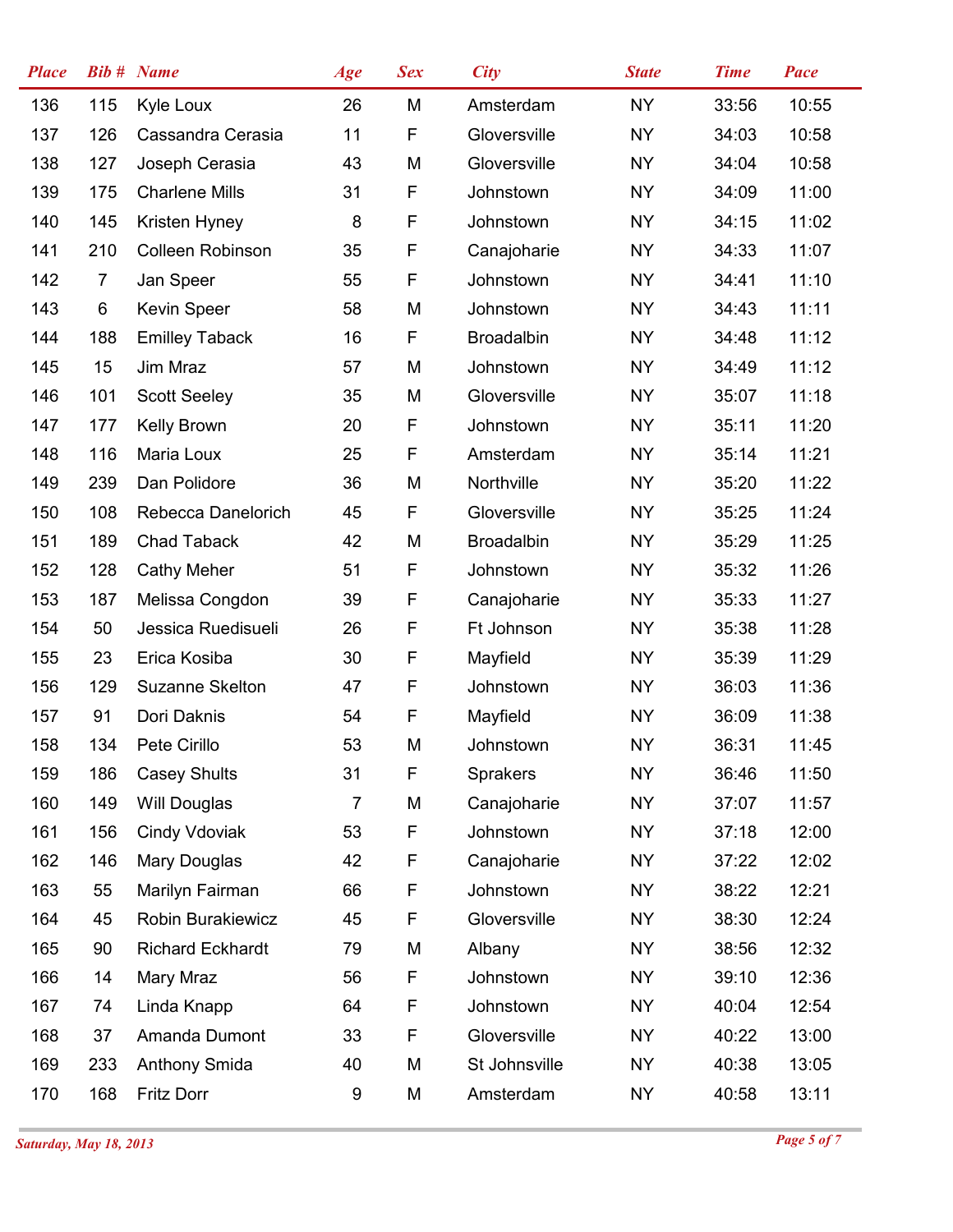| Place | Bib # | Name | Age | Sex | City | State | Time | Pace |
|---|---|---|---|---|---|---|---|---|
| 136 | 115 | Kyle Loux | 26 | M | Amsterdam | NY | 33:56 | 10:55 |
| 137 | 126 | Cassandra Cerasia | 11 | F | Gloversville | NY | 34:03 | 10:58 |
| 138 | 127 | Joseph Cerasia | 43 | M | Gloversville | NY | 34:04 | 10:58 |
| 139 | 175 | Charlene Mills | 31 | F | Johnstown | NY | 34:09 | 11:00 |
| 140 | 145 | Kristen Hyney | 8 | F | Johnstown | NY | 34:15 | 11:02 |
| 141 | 210 | Colleen Robinson | 35 | F | Canajoharie | NY | 34:33 | 11:07 |
| 142 | 7 | Jan Speer | 55 | F | Johnstown | NY | 34:41 | 11:10 |
| 143 | 6 | Kevin Speer | 58 | M | Johnstown | NY | 34:43 | 11:11 |
| 144 | 188 | Emilley Taback | 16 | F | Broadalbin | NY | 34:48 | 11:12 |
| 145 | 15 | Jim Mraz | 57 | M | Johnstown | NY | 34:49 | 11:12 |
| 146 | 101 | Scott Seeley | 35 | M | Gloversville | NY | 35:07 | 11:18 |
| 147 | 177 | Kelly Brown | 20 | F | Johnstown | NY | 35:11 | 11:20 |
| 148 | 116 | Maria Loux | 25 | F | Amsterdam | NY | 35:14 | 11:21 |
| 149 | 239 | Dan Polidore | 36 | M | Northville | NY | 35:20 | 11:22 |
| 150 | 108 | Rebecca Danelorich | 45 | F | Gloversville | NY | 35:25 | 11:24 |
| 151 | 189 | Chad Taback | 42 | M | Broadalbin | NY | 35:29 | 11:25 |
| 152 | 128 | Cathy Meher | 51 | F | Johnstown | NY | 35:32 | 11:26 |
| 153 | 187 | Melissa Congdon | 39 | F | Canajoharie | NY | 35:33 | 11:27 |
| 154 | 50 | Jessica Ruedisueli | 26 | F | Ft Johnson | NY | 35:38 | 11:28 |
| 155 | 23 | Erica Kosiba | 30 | F | Mayfield | NY | 35:39 | 11:29 |
| 156 | 129 | Suzanne Skelton | 47 | F | Johnstown | NY | 36:03 | 11:36 |
| 157 | 91 | Dori Daknis | 54 | F | Mayfield | NY | 36:09 | 11:38 |
| 158 | 134 | Pete Cirillo | 53 | M | Johnstown | NY | 36:31 | 11:45 |
| 159 | 186 | Casey Shults | 31 | F | Sprakers | NY | 36:46 | 11:50 |
| 160 | 149 | Will Douglas | 7 | M | Canajoharie | NY | 37:07 | 11:57 |
| 161 | 156 | Cindy Vdoviak | 53 | F | Johnstown | NY | 37:18 | 12:00 |
| 162 | 146 | Mary Douglas | 42 | F | Canajoharie | NY | 37:22 | 12:02 |
| 163 | 55 | Marilyn Fairman | 66 | F | Johnstown | NY | 38:22 | 12:21 |
| 164 | 45 | Robin Burakiewicz | 45 | F | Gloversville | NY | 38:30 | 12:24 |
| 165 | 90 | Richard Eckhardt | 79 | M | Albany | NY | 38:56 | 12:32 |
| 166 | 14 | Mary Mraz | 56 | F | Johnstown | NY | 39:10 | 12:36 |
| 167 | 74 | Linda Knapp | 64 | F | Johnstown | NY | 40:04 | 12:54 |
| 168 | 37 | Amanda Dumont | 33 | F | Gloversville | NY | 40:22 | 13:00 |
| 169 | 233 | Anthony Smida | 40 | M | St Johnsville | NY | 40:38 | 13:05 |
| 170 | 168 | Fritz Dorr | 9 | M | Amsterdam | NY | 40:58 | 13:11 |

*Saturday, May 18, 2013*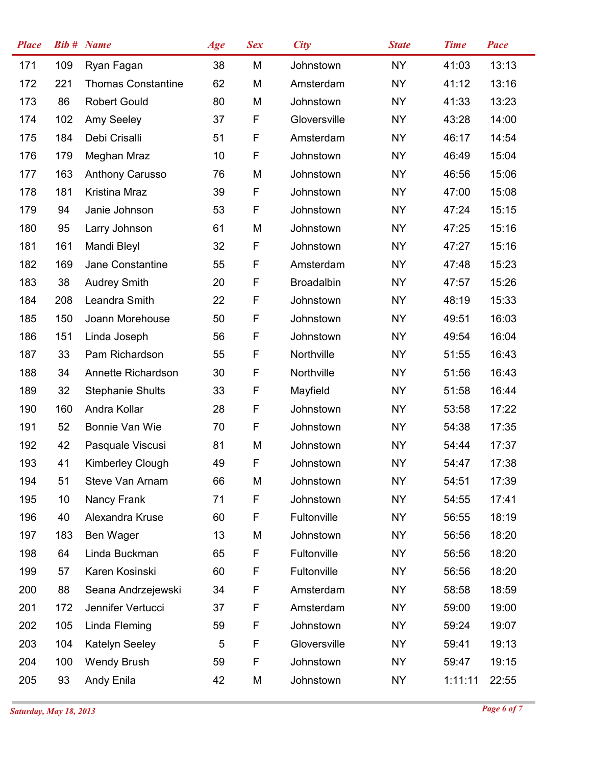| Place | Bib # | Name | Age | Sex | City | State | Time | Pace |
|---|---|---|---|---|---|---|---|---|
| 171 | 109 | Ryan Fagan | 38 | M | Johnstown | NY | 41:03 | 13:13 |
| 172 | 221 | Thomas Constantine | 62 | M | Amsterdam | NY | 41:12 | 13:16 |
| 173 | 86 | Robert Gould | 80 | M | Johnstown | NY | 41:33 | 13:23 |
| 174 | 102 | Amy Seeley | 37 | F | Gloversville | NY | 43:28 | 14:00 |
| 175 | 184 | Debi Crisalli | 51 | F | Amsterdam | NY | 46:17 | 14:54 |
| 176 | 179 | Meghan Mraz | 10 | F | Johnstown | NY | 46:49 | 15:04 |
| 177 | 163 | Anthony Carusso | 76 | M | Johnstown | NY | 46:56 | 15:06 |
| 178 | 181 | Kristina Mraz | 39 | F | Johnstown | NY | 47:00 | 15:08 |
| 179 | 94 | Janie Johnson | 53 | F | Johnstown | NY | 47:24 | 15:15 |
| 180 | 95 | Larry Johnson | 61 | M | Johnstown | NY | 47:25 | 15:16 |
| 181 | 161 | Mandi Bleyl | 32 | F | Johnstown | NY | 47:27 | 15:16 |
| 182 | 169 | Jane Constantine | 55 | F | Amsterdam | NY | 47:48 | 15:23 |
| 183 | 38 | Audrey Smith | 20 | F | Broadalbin | NY | 47:57 | 15:26 |
| 184 | 208 | Leandra Smith | 22 | F | Johnstown | NY | 48:19 | 15:33 |
| 185 | 150 | Joann Morehouse | 50 | F | Johnstown | NY | 49:51 | 16:03 |
| 186 | 151 | Linda Joseph | 56 | F | Johnstown | NY | 49:54 | 16:04 |
| 187 | 33 | Pam Richardson | 55 | F | Northville | NY | 51:55 | 16:43 |
| 188 | 34 | Annette Richardson | 30 | F | Northville | NY | 51:56 | 16:43 |
| 189 | 32 | Stephanie Shults | 33 | F | Mayfield | NY | 51:58 | 16:44 |
| 190 | 160 | Andra Kollar | 28 | F | Johnstown | NY | 53:58 | 17:22 |
| 191 | 52 | Bonnie Van Wie | 70 | F | Johnstown | NY | 54:38 | 17:35 |
| 192 | 42 | Pasquale Viscusi | 81 | M | Johnstown | NY | 54:44 | 17:37 |
| 193 | 41 | Kimberley Clough | 49 | F | Johnstown | NY | 54:47 | 17:38 |
| 194 | 51 | Steve Van Arnam | 66 | M | Johnstown | NY | 54:51 | 17:39 |
| 195 | 10 | Nancy Frank | 71 | F | Johnstown | NY | 54:55 | 17:41 |
| 196 | 40 | Alexandra Kruse | 60 | F | Fultonville | NY | 56:55 | 18:19 |
| 197 | 183 | Ben Wager | 13 | M | Johnstown | NY | 56:56 | 18:20 |
| 198 | 64 | Linda Buckman | 65 | F | Fultonville | NY | 56:56 | 18:20 |
| 199 | 57 | Karen Kosinski | 60 | F | Fultonville | NY | 56:56 | 18:20 |
| 200 | 88 | Seana Andrzejewski | 34 | F | Amsterdam | NY | 58:58 | 18:59 |
| 201 | 172 | Jennifer Vertucci | 37 | F | Amsterdam | NY | 59:00 | 19:00 |
| 202 | 105 | Linda Fleming | 59 | F | Johnstown | NY | 59:24 | 19:07 |
| 203 | 104 | Katelyn Seeley | 5 | F | Gloversville | NY | 59:41 | 19:13 |
| 204 | 100 | Wendy Brush | 59 | F | Johnstown | NY | 59:47 | 19:15 |
| 205 | 93 | Andy Enila | 42 | M | Johnstown | NY | 1:11:11 | 22:55 |

*Saturday, May 18, 2013*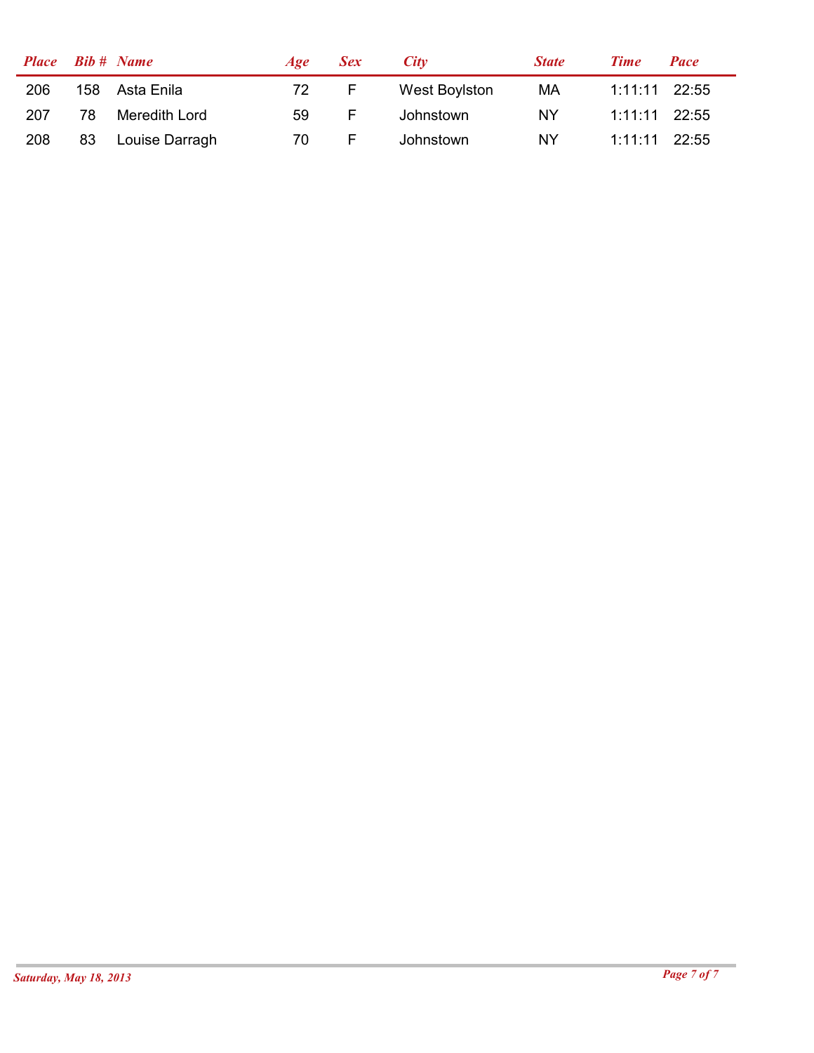| Place | Bib # | Name | Age | Sex | City | State | Time | Pace |
|---|---|---|---|---|---|---|---|---|
| 206 | 158 | Asta Enila | 72 | F | West Boylston | MA | 1:11:11 | 22:55 |
| 207 | 78 | Meredith Lord | 59 | F | Johnstown | NY | 1:11:11 | 22:55 |
| 208 | 83 | Louise Darragh | 70 | F | Johnstown | NY | 1:11:11 | 22:55 |